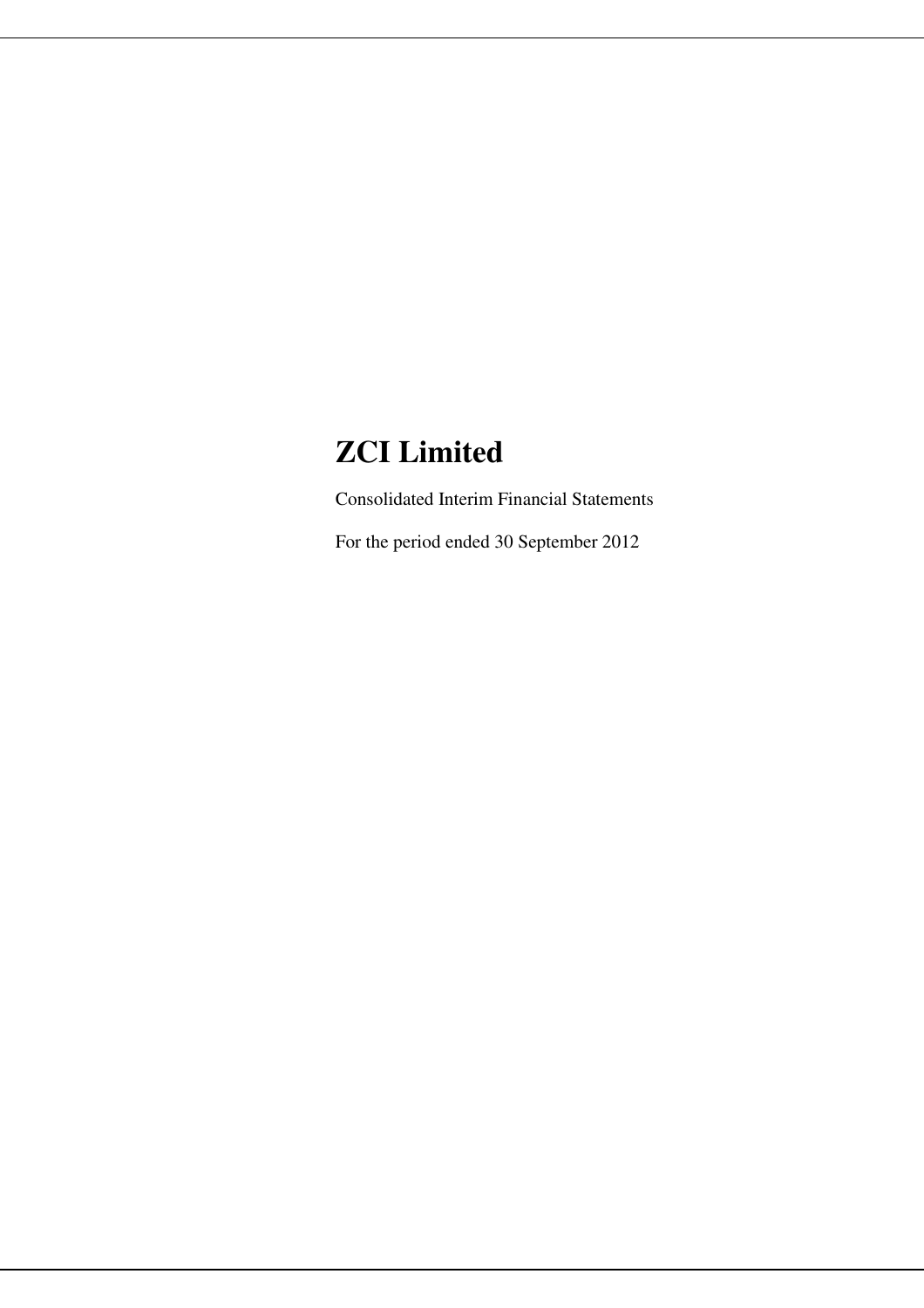# ZCI Limited

Consolidated Interim Financial Statements

For the period ended 30 September 2012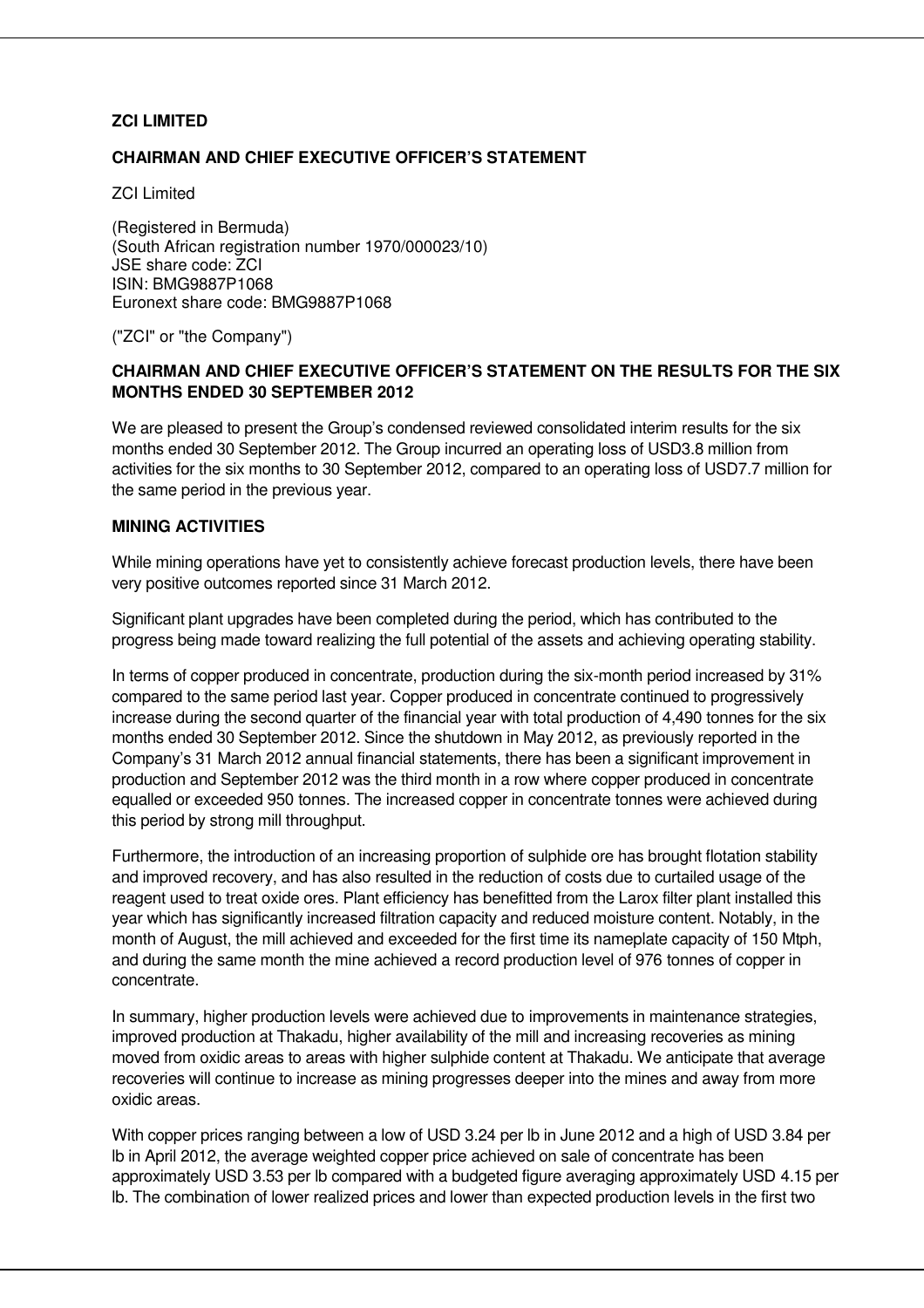**ZCI LIMITED**

**CHAIRMAN AND CHIEF EXECUTIVE OFFICER'S STATEMENT**

ZCI Limited

(Registered in Bermuda)
(South African registration number 1970/000023/10)
JSE share code: ZCI
ISIN: BMG9887P1068
Euronext share code: BMG9887P1068

("ZCI" or "the Company")

**CHAIRMAN AND CHIEF EXECUTIVE OFFICER'S STATEMENT ON THE RESULTS FOR THE SIX MONTHS ENDED 30 SEPTEMBER 2012**

We are pleased to present the Group's condensed reviewed consolidated interim results for the six months ended 30 September 2012. The Group incurred an operating loss of USD3.8 million from activities for the six months to 30 September 2012, compared to an operating loss of USD7.7 million for the same period in the previous year.

**MINING ACTIVITIES**

While mining operations have yet to consistently achieve forecast production levels, there have been very positive outcomes reported since 31 March 2012.

Significant plant upgrades have been completed during the period, which has contributed to the progress being made toward realizing the full potential of the assets and achieving operating stability.

In terms of copper produced in concentrate, production during the six-month period increased by 31% compared to the same period last year. Copper produced in concentrate continued to progressively increase during the second quarter of the financial year with total production of 4,490 tonnes for the six months ended 30 September 2012. Since the shutdown in May 2012, as previously reported in the Company's 31 March 2012 annual financial statements, there has been a significant improvement in production and September 2012 was the third month in a row where copper produced in concentrate equalled or exceeded 950 tonnes. The increased copper in concentrate tonnes were achieved during this period by strong mill throughput.

Furthermore, the introduction of an increasing proportion of sulphide ore has brought flotation stability and improved recovery, and has also resulted in the reduction of costs due to curtailed usage of the reagent used to treat oxide ores. Plant efficiency has benefitted from the Larox filter plant installed this year which has significantly increased filtration capacity and reduced moisture content. Notably, in the month of August, the mill achieved and exceeded for the first time its nameplate capacity of 150 Mtph, and during the same month the mine achieved a record production level of 976 tonnes of copper in concentrate.

In summary, higher production levels were achieved due to improvements in maintenance strategies, improved production at Thakadu, higher availability of the mill and increasing recoveries as mining moved from oxidic areas to areas with higher sulphide content at Thakadu. We anticipate that average recoveries will continue to increase as mining progresses deeper into the mines and away from more oxidic areas.

With copper prices ranging between a low of USD 3.24 per lb in June 2012 and a high of USD 3.84 per lb in April 2012, the average weighted copper price achieved on sale of concentrate has been approximately USD 3.53 per lb compared with a budgeted figure averaging approximately USD 4.15 per lb. The combination of lower realized prices and lower than expected production levels in the first two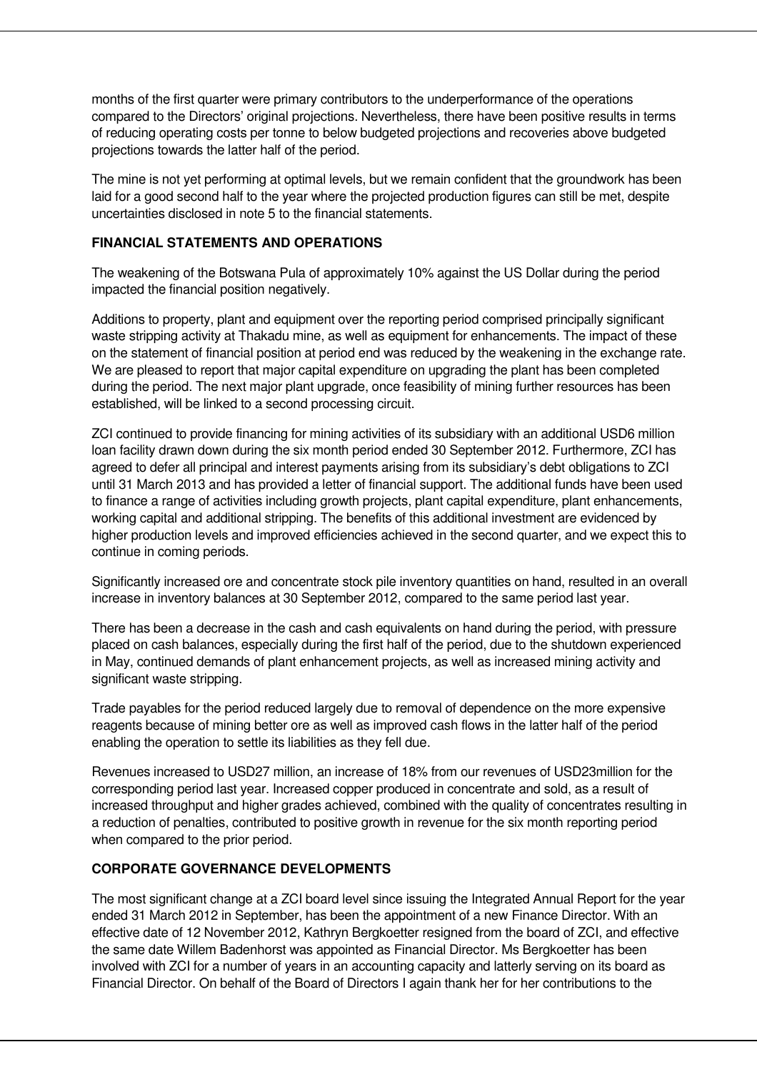months of the first quarter were primary contributors to the underperformance of the operations compared to the Directors' original projections. Nevertheless, there have been positive results in terms of reducing operating costs per tonne to below budgeted projections and recoveries above budgeted projections towards the latter half of the period.

The mine is not yet performing at optimal levels, but we remain confident that the groundwork has been laid for a good second half to the year where the projected production figures can still be met, despite uncertainties disclosed in note 5 to the financial statements.

**FINANCIAL STATEMENTS AND OPERATIONS**

The weakening of the Botswana Pula of approximately 10% against the US Dollar during the period impacted the financial position negatively.

Additions to property, plant and equipment over the reporting period comprised principally significant waste stripping activity at Thakadu mine, as well as equipment for enhancements. The impact of these on the statement of financial position at period end was reduced by the weakening in the exchange rate. We are pleased to report that major capital expenditure on upgrading the plant has been completed during the period. The next major plant upgrade, once feasibility of mining further resources has been established, will be linked to a second processing circuit.

ZCI continued to provide financing for mining activities of its subsidiary with an additional USD6 million loan facility drawn down during the six month period ended 30 September 2012. Furthermore, ZCI has agreed to defer all principal and interest payments arising from its subsidiary's debt obligations to ZCI until 31 March 2013 and has provided a letter of financial support. The additional funds have been used to finance a range of activities including growth projects, plant capital expenditure, plant enhancements, working capital and additional stripping. The benefits of this additional investment are evidenced by higher production levels and improved efficiencies achieved in the second quarter, and we expect this to continue in coming periods.

Significantly increased ore and concentrate stock pile inventory quantities on hand, resulted in an overall increase in inventory balances at 30 September 2012, compared to the same period last year.

There has been a decrease in the cash and cash equivalents on hand during the period, with pressure placed on cash balances, especially during the first half of the period, due to the shutdown experienced in May, continued demands of plant enhancement projects, as well as increased mining activity and significant waste stripping.

Trade payables for the period reduced largely due to removal of dependence on the more expensive reagents because of mining better ore as well as improved cash flows in the latter half of the period enabling the operation to settle its liabilities as they fell due.

Revenues increased to USD27 million, an increase of 18% from our revenues of USD23million for the corresponding period last year. Increased copper produced in concentrate and sold, as a result of increased throughput and higher grades achieved, combined with the quality of concentrates resulting in a reduction of penalties, contributed to positive growth in revenue for the six month reporting period when compared to the prior period.

**CORPORATE GOVERNANCE DEVELOPMENTS**

The most significant change at a ZCI board level since issuing the Integrated Annual Report for the year ended 31 March 2012 in September, has been the appointment of a new Finance Director. With an effective date of 12 November 2012, Kathryn Bergkoetter resigned from the board of ZCI, and effective the same date Willem Badenhorst was appointed as Financial Director. Ms Bergkoetter has been involved with ZCI for a number of years in an accounting capacity and latterly serving on its board as Financial Director. On behalf of the Board of Directors I again thank her for her contributions to the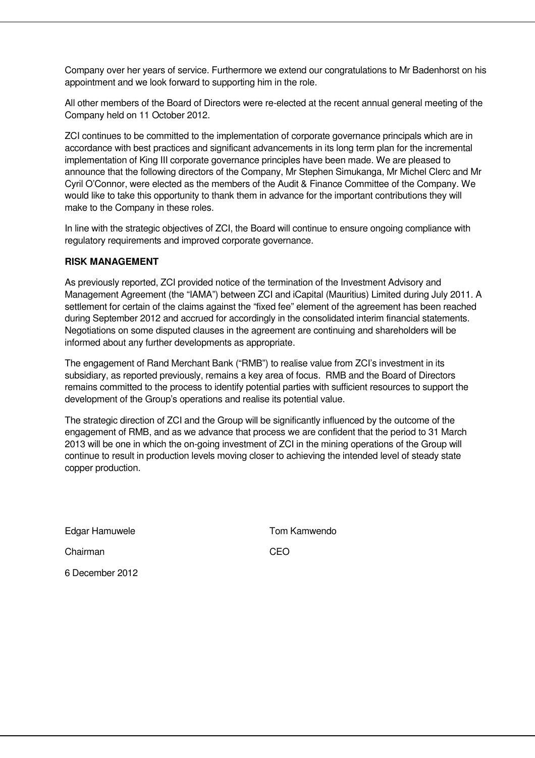Company over her years of service. Furthermore we extend our congratulations to Mr Badenhorst on his appointment and we look forward to supporting him in the role.

All other members of the Board of Directors were re-elected at the recent annual general meeting of the Company held on 11 October 2012.

ZCI continues to be committed to the implementation of corporate governance principals which are in accordance with best practices and significant advancements in its long term plan for the incremental implementation of King III corporate governance principles have been made. We are pleased to announce that the following directors of the Company, Mr Stephen Simukanga, Mr Michel Clerc and Mr Cyril O'Connor, were elected as the members of the Audit & Finance Committee of the Company. We would like to take this opportunity to thank them in advance for the important contributions they will make to the Company in these roles.

In line with the strategic objectives of ZCI, the Board will continue to ensure ongoing compliance with regulatory requirements and improved corporate governance.

**RISK MANAGEMENT**

As previously reported, ZCI provided notice of the termination of the Investment Advisory and Management Agreement (the "IAMA") between ZCI and iCapital (Mauritius) Limited during July 2011. A settlement for certain of the claims against the "fixed fee" element of the agreement has been reached during September 2012 and accrued for accordingly in the consolidated interim financial statements. Negotiations on some disputed clauses in the agreement are continuing and shareholders will be informed about any further developments as appropriate.

The engagement of Rand Merchant Bank ("RMB") to realise value from ZCI's investment in its subsidiary, as reported previously, remains a key area of focus. RMB and the Board of Directors remains committed to the process to identify potential parties with sufficient resources to support the development of the Group's operations and realise its potential value.

The strategic direction of ZCI and the Group will be significantly influenced by the outcome of the engagement of RMB, and as we advance that process we are confident that the period to 31 March 2013 will be one in which the on-going investment of ZCI in the mining operations of the Group will continue to result in production levels moving closer to achieving the intended level of steady state copper production.

Edgar Hamuwele
Chairman

Tom Kamwendo
CEO

6 December 2012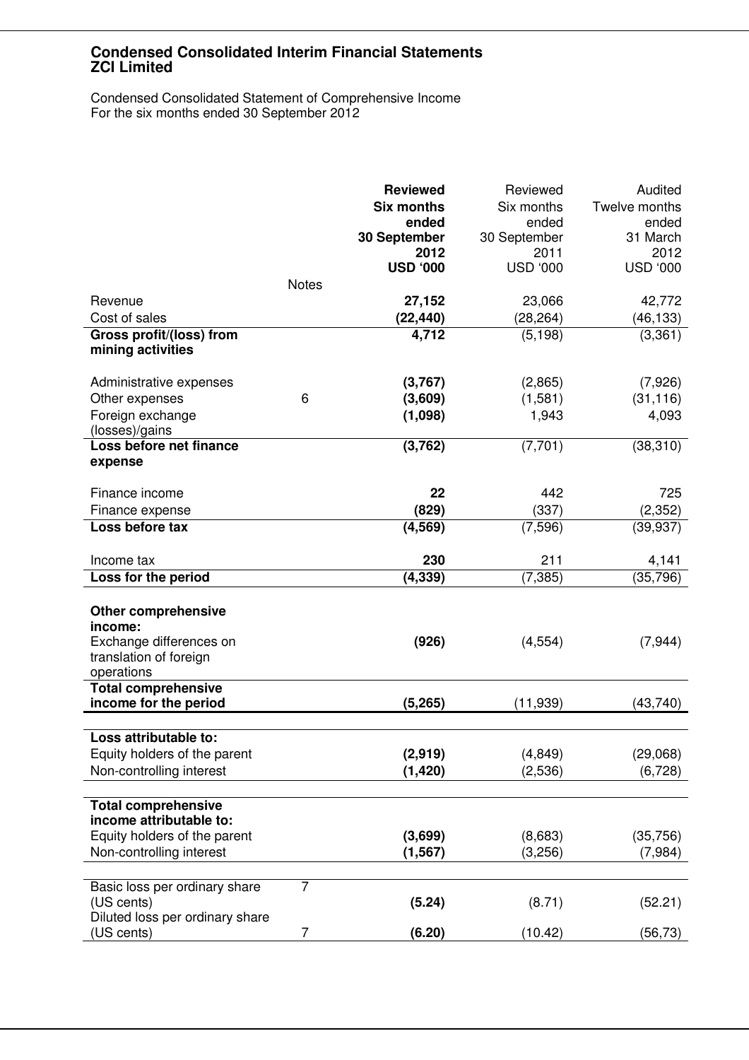# Condensed Consolidated Interim Financial Statements
# ZCI Limited

Condensed Consolidated Statement of Comprehensive Income
For the six months ended 30 September 2012

| | Notes | **Reviewed Six months ended 30 September 2012 USD '000** | Reviewed Six months ended 30 September 2011 USD '000 | Audited Twelve months ended 31 March 2012 USD '000 |
|---|---|---|---|---|
| Revenue | | **27,152** | 23,066 | 42,772 |
| Cost of sales | | **(22,440)** | (28,264) | (46,133) |
| **Gross profit/(loss) from mining activities** | | **4,712** | (5,198) | (3,361) |
| Administrative expenses | | **(3,767)** | (2,865) | (7,926) |
| Other expenses | 6 | **(3,609)** | (1,581) | (31,116) |
| Foreign exchange (losses)/gains | | **(1,098)** | 1,943 | 4,093 |
| **Loss before net finance expense** | | **(3,762)** | (7,701) | (38,310) |
| Finance income | | **22** | 442 | 725 |
| Finance expense | | **(829)** | (337) | (2,352) |
| **Loss before tax** | | **(4,569)** | (7,596) | (39,937) |
| Income tax | | **230** | 211 | 4,141 |
| **Loss for the period** | | **(4,339)** | (7,385) | (35,796) |
| **Other comprehensive income:** | | | | |
| Exchange differences on translation of foreign operations | | **(926)** | (4,554) | (7,944) |
| **Total comprehensive income for the period** | | **(5,265)** | (11,939) | (43,740) |
| **Loss attributable to:** | | | | |
| Equity holders of the parent | | **(2,919)** | (4,849) | (29,068) |
| Non-controlling interest | | **(1,420)** | (2,536) | (6,728) |
| **Total comprehensive income attributable to:** | | | | |
| Equity holders of the parent | | **(3,699)** | (8,683) | (35,756) |
| Non-controlling interest | | **(1,567)** | (3,256) | (7,984) |
| Basic loss per ordinary share (US cents) | 7 | **(5.24)** | (8.71) | (52.21) |
| Diluted loss per ordinary share (US cents) | 7 | **(6.20)** | (10.42) | (56,73) |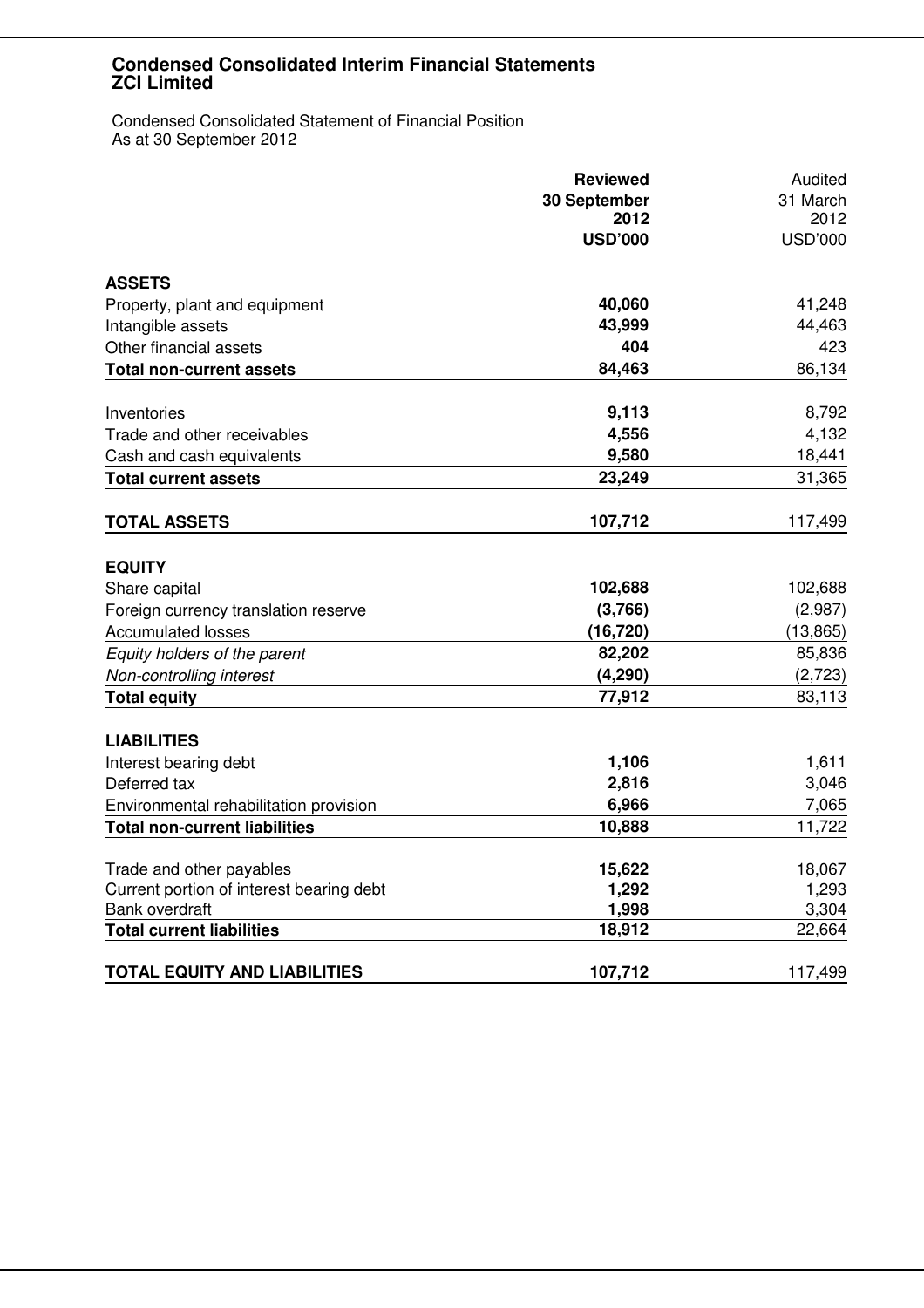**Condensed Consolidated Interim Financial Statements**
**ZCI Limited**

Condensed Consolidated Statement of Financial Position
As at 30 September 2012

| | **Reviewed 30 September 2012 USD'000** | Audited 31 March 2012 USD'000 |
|---|---|---|
| **ASSETS** | | |
| Property, plant and equipment | **40,060** | 41,248 |
| Intangible assets | **43,999** | 44,463 |
| Other financial assets | **404** | 423 |
| **Total non-current assets** | **84,463** | 86,134 |
| | | |
| Inventories | **9,113** | 8,792 |
| Trade and other receivables | **4,556** | 4,132 |
| Cash and cash equivalents | **9,580** | 18,441 |
| **Total current assets** | **23,249** | 31,365 |
| | | |
| **TOTAL ASSETS** | **107,712** | 117,499 |
| | | |
| **EQUITY** | | |
| Share capital | **102,688** | 102,688 |
| Foreign currency translation reserve | **(3,766)** | (2,987) |
| Accumulated losses | **(16,720)** | (13,865) |
| *Equity holders of the parent* | **82,202** | 85,836 |
| *Non-controlling interest* | **(4,290)** | (2,723) |
| **Total equity** | **77,912** | 83,113 |
| | | |
| **LIABILITIES** | | |
| Interest bearing debt | **1,106** | 1,611 |
| Deferred tax | **2,816** | 3,046 |
| Environmental rehabilitation provision | **6,966** | 7,065 |
| **Total non-current liabilities** | **10,888** | 11,722 |
| | | |
| Trade and other payables | **15,622** | 18,067 |
| Current portion of interest bearing debt | **1,292** | 1,293 |
| Bank overdraft | **1,998** | 3,304 |
| **Total current liabilities** | **18,912** | 22,664 |
| | | |
| **TOTAL EQUITY AND LIABILITIES** | **107,712** | 117,499 |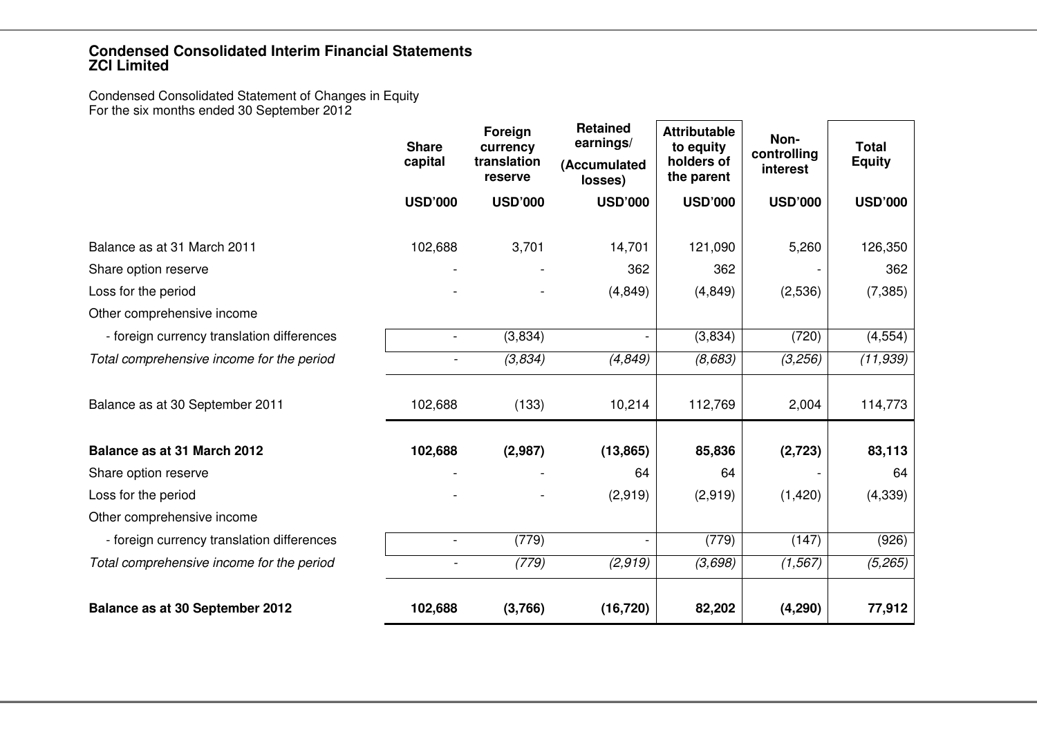**Condensed Consolidated Interim Financial Statements**
**ZCI Limited**

Condensed Consolidated Statement of Changes in Equity
For the six months ended 30 September 2012

| | Share capital | Foreign currency translation reserve | Retained earnings/ (Accumulated losses) | Attributable to equity holders of the parent | Non-controlling interest | Total Equity |
|---|---|---|---|---|---|---|
| | USD'000 | USD'000 | USD'000 | USD'000 | USD'000 | USD'000 |
| Balance as at 31 March 2011 | 102,688 | 3,701 | 14,701 | 121,090 | 5,260 | 126,350 |
| Share option reserve | - | - | 362 | 362 | - | 362 |
| Loss for the period | - | - | (4,849) | (4,849) | (2,536) | (7,385) |
| Other comprehensive income | | | | | | |
| - foreign currency translation differences | - | (3,834) | - | (3,834) | (720) | (4,554) |
| *Total comprehensive income for the period* | - | *(3,834)* | *(4,849)* | *(8,683)* | *(3,256)* | *(11,939)* |
| Balance as at 30 September 2011 | 102,688 | (133) | 10,214 | 112,769 | 2,004 | 114,773 |
| **Balance as at 31 March 2012** | **102,688** | **(2,987)** | **(13,865)** | **85,836** | **(2,723)** | **83,113** |
| Share option reserve | - | - | 64 | 64 | - | 64 |
| Loss for the period | - | - | (2,919) | (2,919) | (1,420) | (4,339) |
| Other comprehensive income | | | | | | |
| - foreign currency translation differences | - | (779) | - | (779) | (147) | (926) |
| *Total comprehensive income for the period* | - | *(779)* | *(2,919)* | *(3,698)* | *(1,567)* | *(5,265)* |
| **Balance as at 30 September 2012** | **102,688** | **(3,766)** | **(16,720)** | **82,202** | **(4,290)** | **77,912** |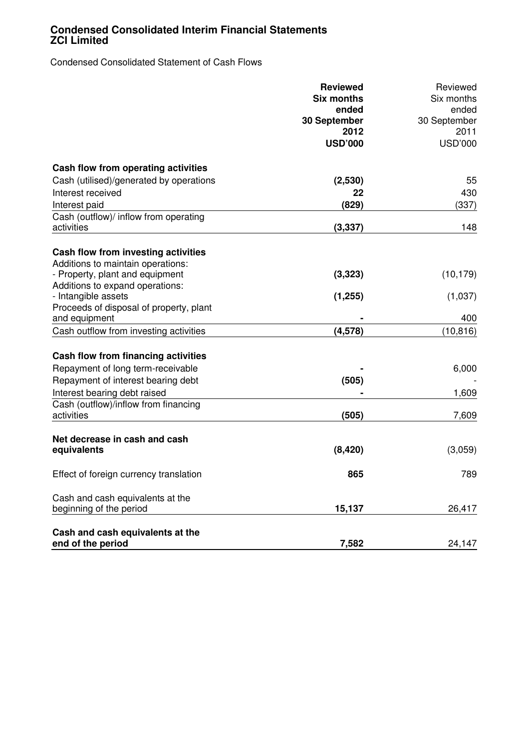# Condensed Consolidated Interim Financial Statements
# ZCI Limited

Condensed Consolidated Statement of Cash Flows

| | **Reviewed Six months ended 30 September 2012 USD'000** | Reviewed Six months ended 30 September 2011 USD'000 |
|---|---|---|
| **Cash flow from operating activities** | | |
| Cash (utilised)/generated by operations | **(2,530)** | 55 |
| Interest received | **22** | 430 |
| Interest paid | **(829)** | (337) |
| Cash (outflow)/ inflow from operating activities | **(3,337)** | 148 |
| **Cash flow from investing activities** | | |
| Additions to maintain operations: | | |
| - Property, plant and equipment | **(3,323)** | (10,179) |
| Additions to expand operations: | | |
| - Intangible assets | **(1,255)** | (1,037) |
| Proceeds of disposal of property, plant and equipment | **-** | 400 |
| Cash outflow from investing activities | **(4,578)** | (10,816) |
| **Cash flow from financing activities** | | |
| Repayment of long term-receivable | **-** | 6,000 |
| Repayment of interest bearing debt | **(505)** | - |
| Interest bearing debt raised | **-** | 1,609 |
| Cash (outflow)/inflow from financing activities | **(505)** | 7,609 |
| **Net decrease in cash and cash equivalents** | **(8,420)** | (3,059) |
| Effect of foreign currency translation | **865** | 789 |
| Cash and cash equivalents at the beginning of the period | **15,137** | 26,417 |
| **Cash and cash equivalents at the end of the period** | **7,582** | 24,147 |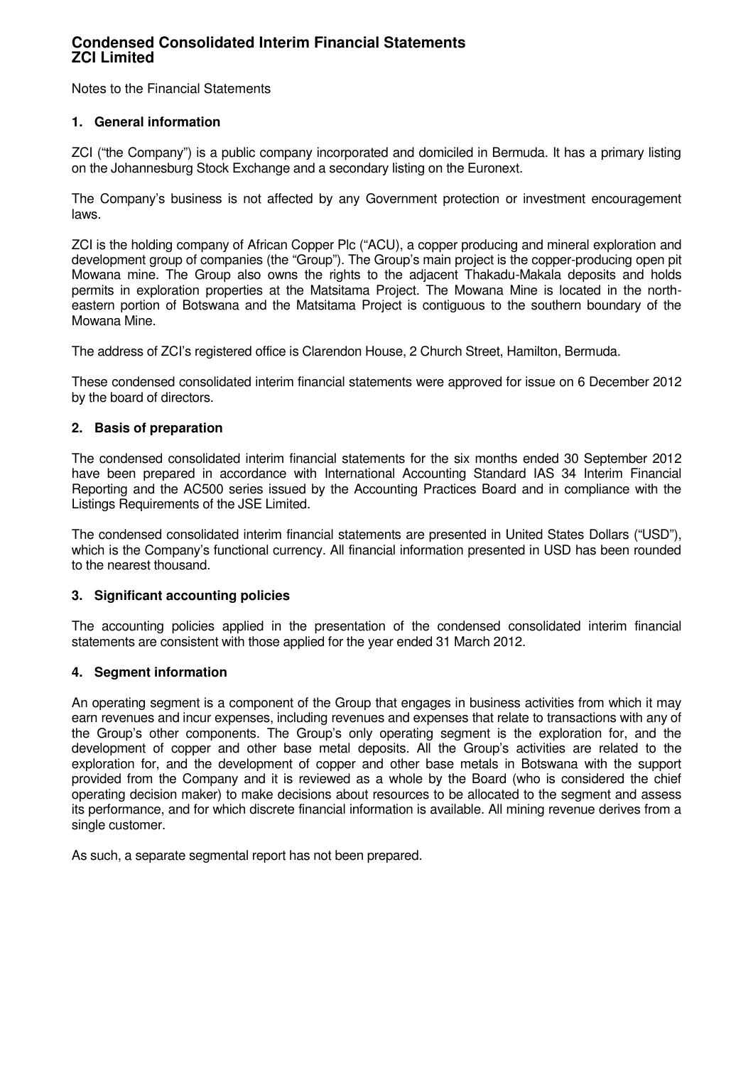# Condensed Consolidated Interim Financial Statements
# ZCI Limited

Notes to the Financial Statements

### 1. General information

ZCI ("the Company") is a public company incorporated and domiciled in Bermuda. It has a primary listing on the Johannesburg Stock Exchange and a secondary listing on the Euronext.

The Company's business is not affected by any Government protection or investment encouragement laws.

ZCI is the holding company of African Copper Plc ("ACU), a copper producing and mineral exploration and development group of companies (the "Group"). The Group's main project is the copper-producing open pit Mowana mine. The Group also owns the rights to the adjacent Thakadu-Makala deposits and holds permits in exploration properties at the Matsitama Project. The Mowana Mine is located in the north-eastern portion of Botswana and the Matsitama Project is contiguous to the southern boundary of the Mowana Mine.

The address of ZCI's registered office is Clarendon House, 2 Church Street, Hamilton, Bermuda.

These condensed consolidated interim financial statements were approved for issue on 6 December 2012 by the board of directors.

### 2. Basis of preparation

The condensed consolidated interim financial statements for the six months ended 30 September 2012 have been prepared in accordance with International Accounting Standard IAS 34 Interim Financial Reporting and the AC500 series issued by the Accounting Practices Board and in compliance with the Listings Requirements of the JSE Limited.

The condensed consolidated interim financial statements are presented in United States Dollars ("USD"), which is the Company's functional currency. All financial information presented in USD has been rounded to the nearest thousand.

### 3. Significant accounting policies

The accounting policies applied in the presentation of the condensed consolidated interim financial statements are consistent with those applied for the year ended 31 March 2012.

### 4. Segment information

An operating segment is a component of the Group that engages in business activities from which it may earn revenues and incur expenses, including revenues and expenses that relate to transactions with any of the Group's other components. The Group's only operating segment is the exploration for, and the development of copper and other base metal deposits. All the Group's activities are related to the exploration for, and the development of copper and other base metals in Botswana with the support provided from the Company and it is reviewed as a whole by the Board (who is considered the chief operating decision maker) to make decisions about resources to be allocated to the segment and assess its performance, and for which discrete financial information is available. All mining revenue derives from a single customer.

As such, a separate segmental report has not been prepared.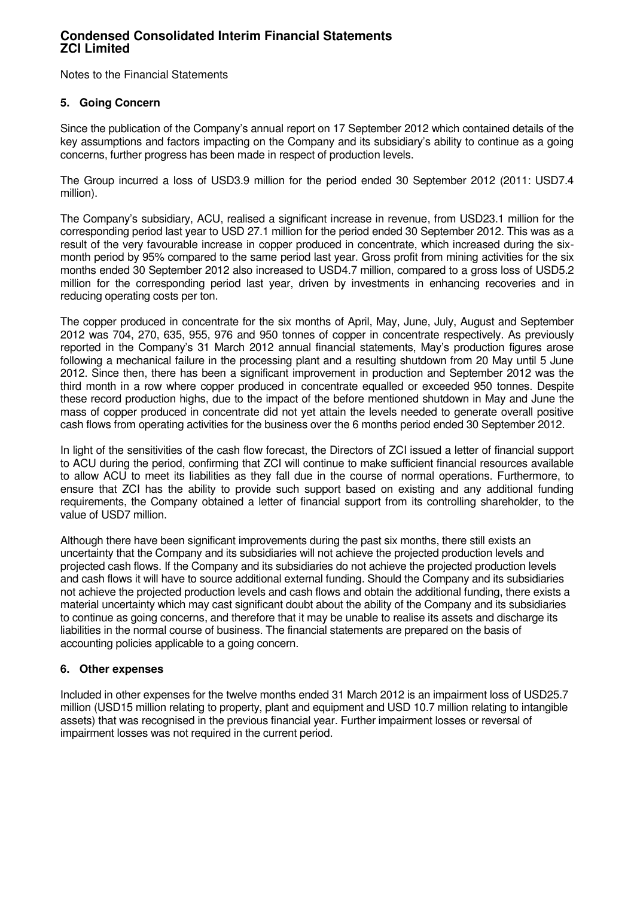Notes to the Financial Statements

## 5. Going Concern

Since the publication of the Company's annual report on 17 September 2012 which contained details of the key assumptions and factors impacting on the Company and its subsidiary's ability to continue as a going concerns, further progress has been made in respect of production levels.

The Group incurred a loss of USD3.9 million for the period ended 30 September 2012 (2011: USD7.4 million).

The Company's subsidiary, ACU, realised a significant increase in revenue, from USD23.1 million for the corresponding period last year to USD 27.1 million for the period ended 30 September 2012. This was as a result of the very favourable increase in copper produced in concentrate, which increased during the six-month period by 95% compared to the same period last year. Gross profit from mining activities for the six months ended 30 September 2012 also increased to USD4.7 million, compared to a gross loss of USD5.2 million for the corresponding period last year, driven by investments in enhancing recoveries and in reducing operating costs per ton.

The copper produced in concentrate for the six months of April, May, June, July, August and September 2012 was 704, 270, 635, 955, 976 and 950 tonnes of copper in concentrate respectively. As previously reported in the Company's 31 March 2012 annual financial statements, May's production figures arose following a mechanical failure in the processing plant and a resulting shutdown from 20 May until 5 June 2012. Since then, there has been a significant improvement in production and September 2012 was the third month in a row where copper produced in concentrate equalled or exceeded 950 tonnes. Despite these record production highs, due to the impact of the before mentioned shutdown in May and June the mass of copper produced in concentrate did not yet attain the levels needed to generate overall positive cash flows from operating activities for the business over the 6 months period ended 30 September 2012.

In light of the sensitivities of the cash flow forecast, the Directors of ZCI issued a letter of financial support to ACU during the period, confirming that ZCI will continue to make sufficient financial resources available to allow ACU to meet its liabilities as they fall due in the course of normal operations. Furthermore, to ensure that ZCI has the ability to provide such support based on existing and any additional funding requirements, the Company obtained a letter of financial support from its controlling shareholder, to the value of USD7 million.

Although there have been significant improvements during the past six months, there still exists an uncertainty that the Company and its subsidiaries will not achieve the projected production levels and projected cash flows. If the Company and its subsidiaries do not achieve the projected production levels and cash flows it will have to source additional external funding. Should the Company and its subsidiaries not achieve the projected production levels and cash flows and obtain the additional funding, there exists a material uncertainty which may cast significant doubt about the ability of the Company and its subsidiaries to continue as going concerns, and therefore that it may be unable to realise its assets and discharge its liabilities in the normal course of business. The financial statements are prepared on the basis of accounting policies applicable to a going concern.

## 6. Other expenses

Included in other expenses for the twelve months ended 31 March 2012 is an impairment loss of USD25.7 million (USD15 million relating to property, plant and equipment and USD 10.7 million relating to intangible assets) that was recognised in the previous financial year. Further impairment losses or reversal of impairment losses was not required in the current period.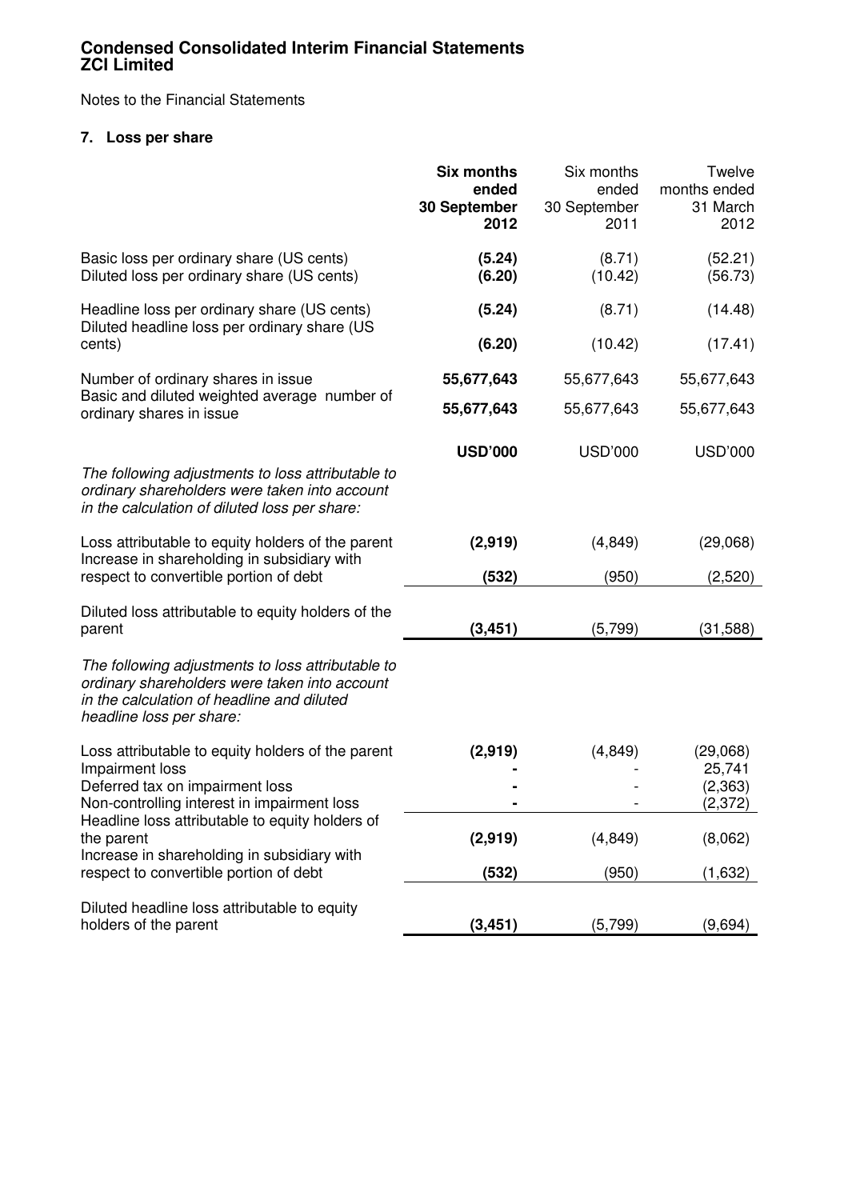# Condensed Consolidated Interim Financial Statements
# ZCI Limited

Notes to the Financial Statements

### 7. Loss per share

| | **Six months ended 30 September 2012** | Six months ended 30 September 2011 | Twelve months ended 31 March 2012 |
|---|---|---|---|
| Basic loss per ordinary share (US cents) | **(5.24)** | (8.71) | (52.21) |
| Diluted loss per ordinary share (US cents) | **(6.20)** | (10.42) | (56.73) |
| Headline loss per ordinary share (US cents) | **(5.24)** | (8.71) | (14.48) |
| Diluted headline loss per ordinary share (US cents) | **(6.20)** | (10.42) | (17.41) |
| Number of ordinary shares in issue | **55,677,643** | 55,677,643 | 55,677,643 |
| Basic and diluted weighted average number of ordinary shares in issue | **55,677,643** | 55,677,643 | 55,677,643 |
| | **USD'000** | USD'000 | USD'000 |
| *The following adjustments to loss attributable to ordinary shareholders were taken into account in the calculation of diluted loss per share:* | | | |
| Loss attributable to equity holders of the parent | **(2,919)** | (4,849) | (29,068) |
| Increase in shareholding in subsidiary with respect to convertible portion of debt | **(532)** | (950) | (2,520) |
| Diluted loss attributable to equity holders of the parent | **(3,451)** | (5,799) | (31,588) |
| *The following adjustments to loss attributable to ordinary shareholders were taken into account in the calculation of headline and diluted headline loss per share:* | | | |
| Loss attributable to equity holders of the parent | **(2,919)** | (4,849) | (29,068) |
| Impairment loss | **-** | - | 25,741 |
| Deferred tax on impairment loss | **-** | - | (2,363) |
| Non-controlling interest in impairment loss | **-** | - | (2,372) |
| Headline loss attributable to equity holders of the parent | **(2,919)** | (4,849) | (8,062) |
| Increase in shareholding in subsidiary with respect to convertible portion of debt | **(532)** | (950) | (1,632) |
| Diluted headline loss attributable to equity holders of the parent | **(3,451)** | (5,799) | (9,694) |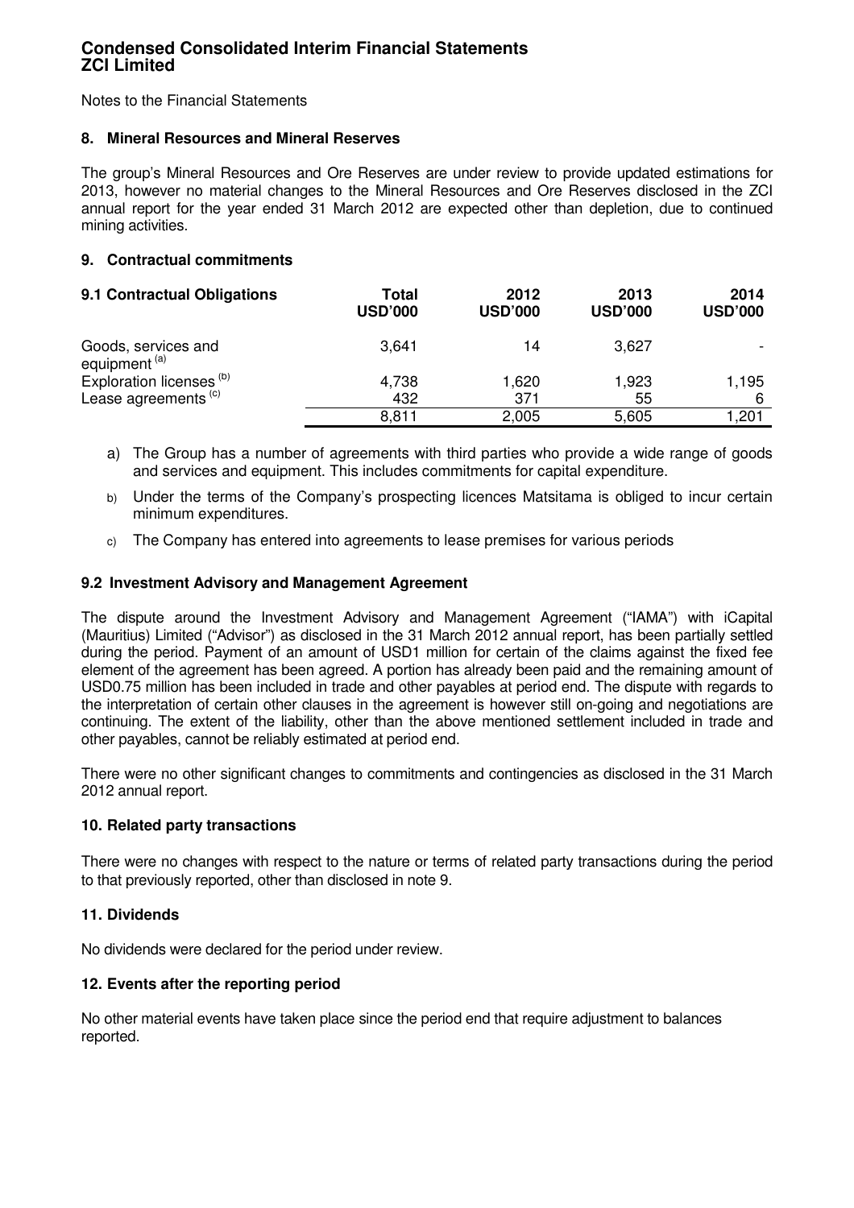Notes to the Financial Statements

## 8. Mineral Resources and Mineral Reserves

The group's Mineral Resources and Ore Reserves are under review to provide updated estimations for 2013, however no material changes to the Mineral Resources and Ore Reserves disclosed in the ZCI annual report for the year ended 31 March 2012 are expected other than depletion, due to continued mining activities.

## 9. Contractual commitments

| 9.1 Contractual Obligations | Total USD'000 | 2012 USD'000 | 2013 USD'000 | 2014 USD'000 |
|---|---|---|---|---|
| Goods, services and equipment [(a)] | 3,641 | 14 | 3,627 | - |
| Exploration licenses [(b)] | 4,738 | 1,620 | 1,923 | 1,195 |
| Lease agreements [(c)] | 432 | 371 | 55 | 6 |
| | 8,811 | 2,005 | 5,605 | 1,201 |

a) The Group has a number of agreements with third parties who provide a wide range of goods and services and equipment. This includes commitments for capital expenditure.

b) Under the terms of the Company's prospecting licences Matsitama is obliged to incur certain minimum expenditures.

c) The Company has entered into agreements to lease premises for various periods

### 9.2 Investment Advisory and Management Agreement

The dispute around the Investment Advisory and Management Agreement ("IAMA") with iCapital (Mauritius) Limited ("Advisor") as disclosed in the 31 March 2012 annual report, has been partially settled during the period. Payment of an amount of USD1 million for certain of the claims against the fixed fee element of the agreement has been agreed. A portion has already been paid and the remaining amount of USD0.75 million has been included in trade and other payables at period end. The dispute with regards to the interpretation of certain other clauses in the agreement is however still on-going and negotiations are continuing. The extent of the liability, other than the above mentioned settlement included in trade and other payables, cannot be reliably estimated at period end.

There were no other significant changes to commitments and contingencies as disclosed in the 31 March 2012 annual report.

## 10. Related party transactions

There were no changes with respect to the nature or terms of related party transactions during the period to that previously reported, other than disclosed in note 9.

## 11. Dividends

No dividends were declared for the period under review.

## 12. Events after the reporting period

No other material events have taken place since the period end that require adjustment to balances reported.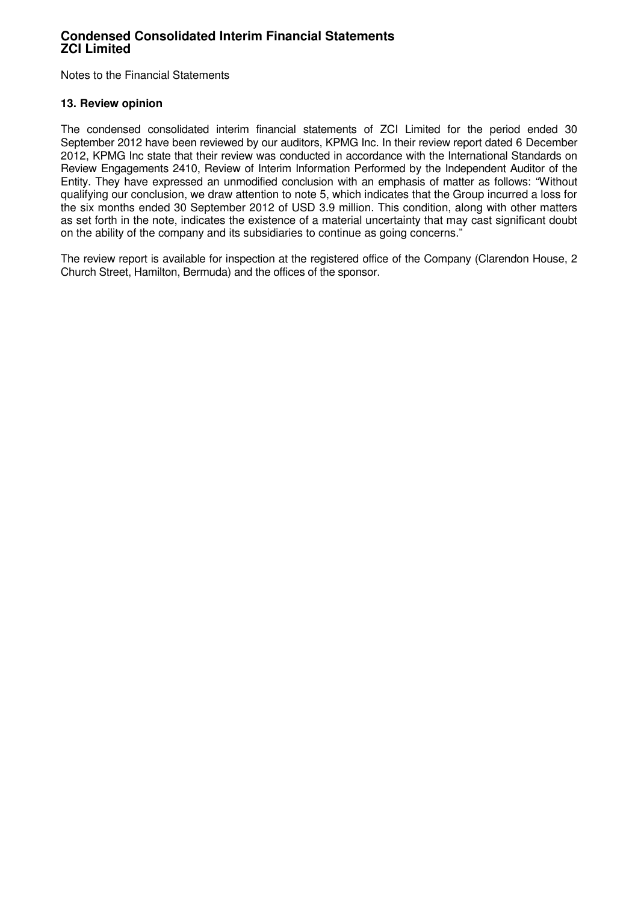Notes to the Financial Statements

### 13. Review opinion

The condensed consolidated interim financial statements of ZCI Limited for the period ended 30 September 2012 have been reviewed by our auditors, KPMG Inc. In their review report dated 6 December 2012, KPMG Inc state that their review was conducted in accordance with the International Standards on Review Engagements 2410, Review of Interim Information Performed by the Independent Auditor of the Entity. They have expressed an unmodified conclusion with an emphasis of matter as follows: "Without qualifying our conclusion, we draw attention to note 5, which indicates that the Group incurred a loss for the six months ended 30 September 2012 of USD 3.9 million. This condition, along with other matters as set forth in the note, indicates the existence of a material uncertainty that may cast significant doubt on the ability of the company and its subsidiaries to continue as going concerns."

The review report is available for inspection at the registered office of the Company (Clarendon House, 2 Church Street, Hamilton, Bermuda) and the offices of the sponsor.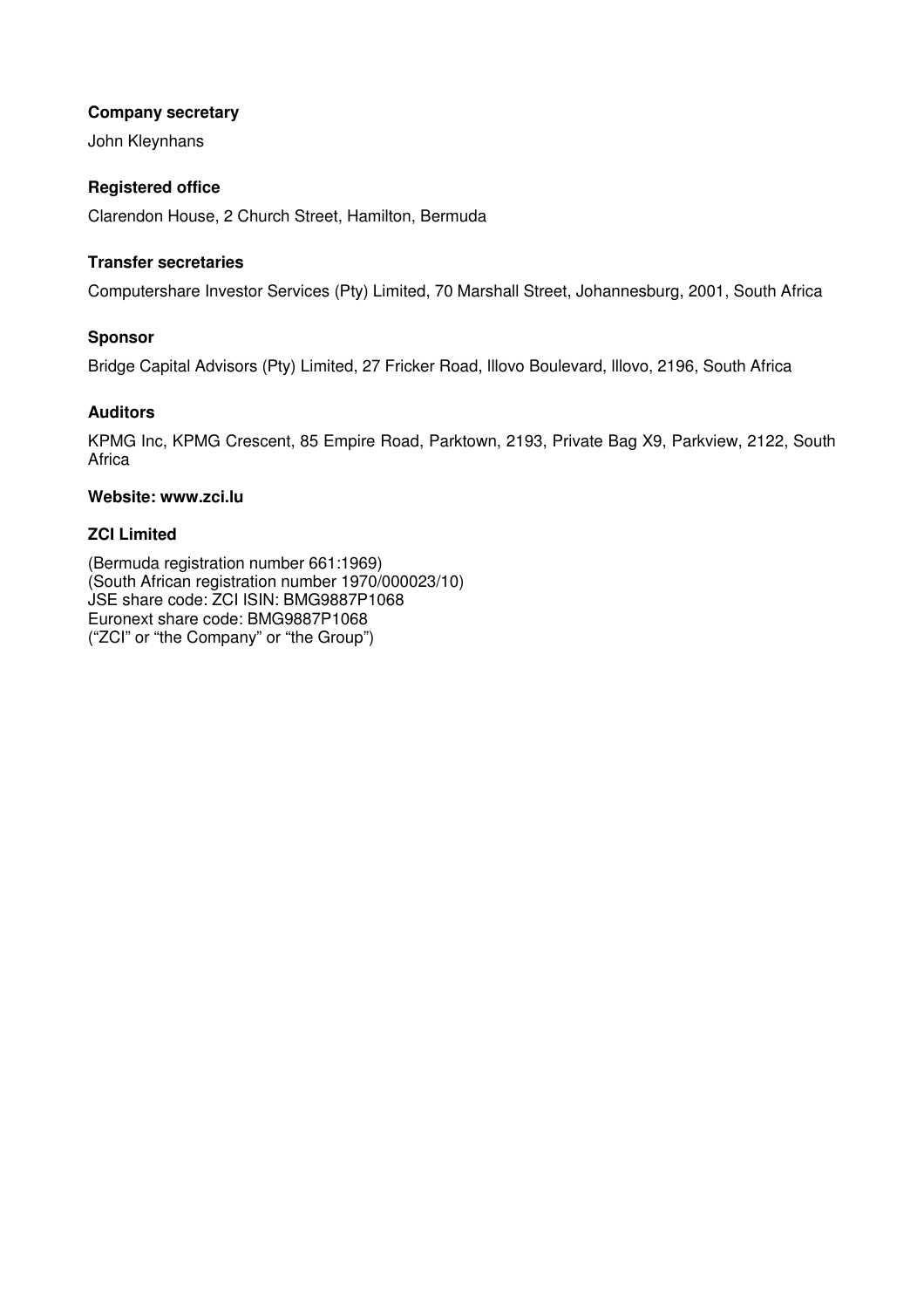**Company secretary**

John Kleynhans

**Registered office**

Clarendon House, 2 Church Street, Hamilton, Bermuda

**Transfer secretaries**

Computershare Investor Services (Pty) Limited, 70 Marshall Street, Johannesburg, 2001, South Africa

**Sponsor**

Bridge Capital Advisors (Pty) Limited, 27 Fricker Road, Illovo Boulevard, Illovo, 2196, South Africa

**Auditors**

KPMG Inc, KPMG Crescent, 85 Empire Road, Parktown, 2193, Private Bag X9, Parkview, 2122, South Africa

**Website: www.zci.lu**

**ZCI Limited**

(Bermuda registration number 661:1969)
(South African registration number 1970/000023/10)
JSE share code: ZCI ISIN: BMG9887P1068
Euronext share code: BMG9887P1068
("ZCI" or "the Company" or "the Group")